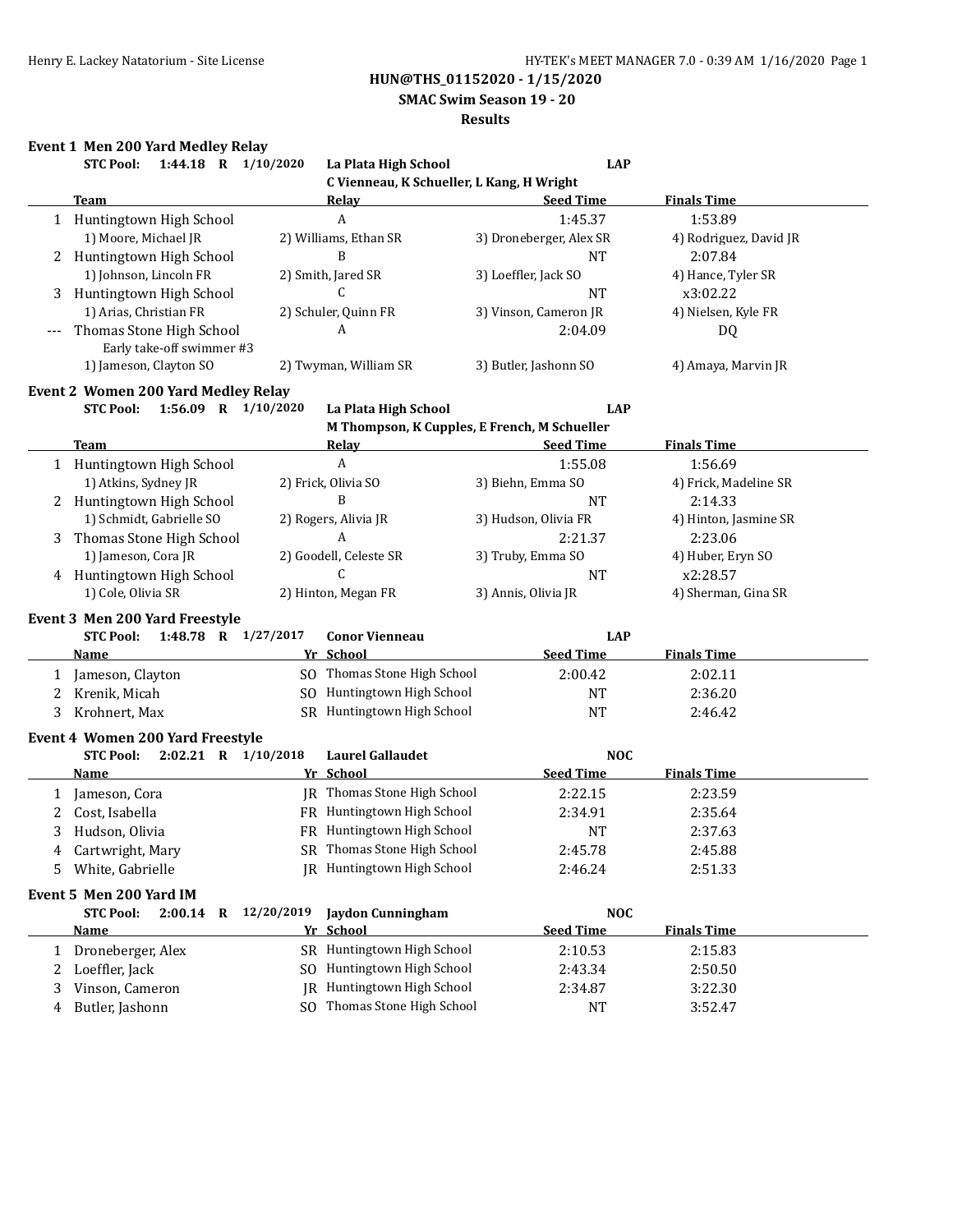**HUN@THS_01152020 - 1/15/2020**

**SMAC Swim Season 19 - 20**

**Results**

### Event 1 Men 200 Yard Medley Relay

**STC Pool: 1:44.18 R 1/10/2020 La Plata High School LAP**
**C Vienneau, K Schueller, L Kang, H Wright**

| | Team | Relay | Seed Time | Finals Time |
|---|---|---|---|---|
| 1 | Huntingtown High School | A | 1:45.37 | 1:53.89 |
| | 1) Moore, Michael JR | 2) Williams, Ethan SR | 3) Droneberger, Alex SR | 4) Rodriguez, David JR |
| 2 | Huntingtown High School | B | NT | 2:07.84 |
| | 1) Johnson, Lincoln FR | 2) Smith, Jared SR | 3) Loeffler, Jack SO | 4) Hance, Tyler SR |
| 3 | Huntingtown High School | C | NT | x3:02.22 |
| | 1) Arias, Christian FR | 2) Schuler, Quinn FR | 3) Vinson, Cameron JR | 4) Nielsen, Kyle FR |
| --- | Thomas Stone High School | A | 2:04.09 | DQ |
| | Early take-off swimmer #3 | | | |
| | 1) Jameson, Clayton SO | 2) Twyman, William SR | 3) Butler, Jashonn SO | 4) Amaya, Marvin JR |

### Event 2 Women 200 Yard Medley Relay

**STC Pool: 1:56.09 R 1/10/2020 La Plata High School LAP**
**M Thompson, K Cupples, E French, M Schueller**

| | Team | Relay | Seed Time | Finals Time |
|---|---|---|---|---|
| 1 | Huntingtown High School | A | 1:55.08 | 1:56.69 |
| | 1) Atkins, Sydney JR | 2) Frick, Olivia SO | 3) Biehn, Emma SO | 4) Frick, Madeline SR |
| 2 | Huntingtown High School | B | NT | 2:14.33 |
| | 1) Schmidt, Gabrielle SO | 2) Rogers, Alivia JR | 3) Hudson, Olivia FR | 4) Hinton, Jasmine SR |
| 3 | Thomas Stone High School | A | 2:21.37 | 2:23.06 |
| | 1) Jameson, Cora JR | 2) Goodell, Celeste SR | 3) Truby, Emma SO | 4) Huber, Eryn SO |
| 4 | Huntingtown High School | C | NT | x2:28.57 |
| | 1) Cole, Olivia SR | 2) Hinton, Megan FR | 3) Annis, Olivia JR | 4) Sherman, Gina SR |

### Event 3 Men 200 Yard Freestyle

**STC Pool: 1:48.78 R 1/27/2017 Conor Vienneau LAP**

| | Name | Yr | School | Seed Time | Finals Time |
|---|---|---|---|---|---|
| 1 | Jameson, Clayton | SO | Thomas Stone High School | 2:00.42 | 2:02.11 |
| 2 | Krenik, Micah | SO | Huntingtown High School | NT | 2:36.20 |
| 3 | Krohnert, Max | SR | Huntingtown High School | NT | 2:46.42 |

### Event 4 Women 200 Yard Freestyle

**STC Pool: 2:02.21 R 1/10/2018 Laurel Gallaudet NOC**

| | Name | Yr | School | Seed Time | Finals Time |
|---|---|---|---|---|---|
| 1 | Jameson, Cora | JR | Thomas Stone High School | 2:22.15 | 2:23.59 |
| 2 | Cost, Isabella | FR | Huntingtown High School | 2:34.91 | 2:35.64 |
| 3 | Hudson, Olivia | FR | Huntingtown High School | NT | 2:37.63 |
| 4 | Cartwright, Mary | SR | Thomas Stone High School | 2:45.78 | 2:45.88 |
| 5 | White, Gabrielle | JR | Huntingtown High School | 2:46.24 | 2:51.33 |

### Event 5 Men 200 Yard IM

**STC Pool: 2:00.14 R 12/20/2019 Jaydon Cunningham NOC**

| | Name | Yr | School | Seed Time | Finals Time |
|---|---|---|---|---|---|
| 1 | Droneberger, Alex | SR | Huntingtown High School | 2:10.53 | 2:15.83 |
| 2 | Loeffler, Jack | SO | Huntingtown High School | 2:43.34 | 2:50.50 |
| 3 | Vinson, Cameron | JR | Huntingtown High School | 2:34.87 | 3:22.30 |
| 4 | Butler, Jashonn | SO | Thomas Stone High School | NT | 3:52.47 |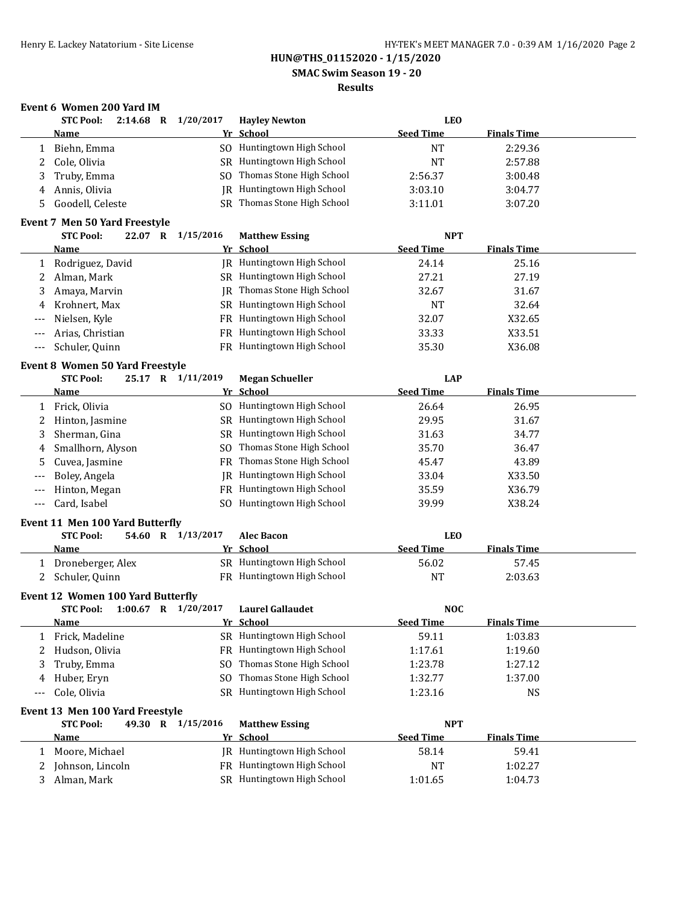HUN@THS_01152020 - 1/15/2020

SMAC Swim Season 19 - 20

Results

### Event 6 Women 200 Yard IM

STC Pool: 2:14.68 R 1/20/2017 Hayley Newton LEO

| | Name | Yr | School | Seed Time | Finals Time |
|---|---|---|---|---|---|
| 1 | Biehn, Emma | SO | Huntingtown High School | NT | 2:29.36 |
| 2 | Cole, Olivia | SR | Huntingtown High School | NT | 2:57.88 |
| 3 | Truby, Emma | SO | Thomas Stone High School | 2:56.37 | 3:00.48 |
| 4 | Annis, Olivia | JR | Huntingtown High School | 3:03.10 | 3:04.77 |
| 5 | Goodell, Celeste | SR | Thomas Stone High School | 3:11.01 | 3:07.20 |

### Event 7 Men 50 Yard Freestyle

STC Pool: 22.07 R 1/15/2016 Matthew Essing NPT

| | Name | Yr | School | Seed Time | Finals Time |
|---|---|---|---|---|---|
| 1 | Rodriguez, David | JR | Huntingtown High School | 24.14 | 25.16 |
| 2 | Alman, Mark | SR | Huntingtown High School | 27.21 | 27.19 |
| 3 | Amaya, Marvin | JR | Thomas Stone High School | 32.67 | 31.67 |
| 4 | Krohnert, Max | SR | Huntingtown High School | NT | 32.64 |
| --- | Nielsen, Kyle | FR | Huntingtown High School | 32.07 | X32.65 |
| --- | Arias, Christian | FR | Huntingtown High School | 33.33 | X33.51 |
| --- | Schuler, Quinn | FR | Huntingtown High School | 35.30 | X36.08 |

### Event 8 Women 50 Yard Freestyle

STC Pool: 25.17 R 1/11/2019 Megan Schueller LAP

| | Name | Yr | School | Seed Time | Finals Time |
|---|---|---|---|---|---|
| 1 | Frick, Olivia | SO | Huntingtown High School | 26.64 | 26.95 |
| 2 | Hinton, Jasmine | SR | Huntingtown High School | 29.95 | 31.67 |
| 3 | Sherman, Gina | SR | Huntingtown High School | 31.63 | 34.77 |
| 4 | Smallhorn, Alyson | SO | Thomas Stone High School | 35.70 | 36.47 |
| 5 | Cuvea, Jasmine | FR | Thomas Stone High School | 45.47 | 43.89 |
| --- | Boley, Angela | JR | Huntingtown High School | 33.04 | X33.50 |
| --- | Hinton, Megan | FR | Huntingtown High School | 35.59 | X36.79 |
| --- | Card, Isabel | SO | Huntingtown High School | 39.99 | X38.24 |

### Event 11 Men 100 Yard Butterfly

STC Pool: 54.60 R 1/13/2017 Alec Bacon LEO

| | Name | Yr | School | Seed Time | Finals Time |
|---|---|---|---|---|---|
| 1 | Droneberger, Alex | SR | Huntingtown High School | 56.02 | 57.45 |
| 2 | Schuler, Quinn | FR | Huntingtown High School | NT | 2:03.63 |

### Event 12 Women 100 Yard Butterfly

STC Pool: 1:00.67 R 1/20/2017 Laurel Gallaudet NOC

| | Name | Yr | School | Seed Time | Finals Time |
|---|---|---|---|---|---|
| 1 | Frick, Madeline | SR | Huntingtown High School | 59.11 | 1:03.83 |
| 2 | Hudson, Olivia | FR | Huntingtown High School | 1:17.61 | 1:19.60 |
| 3 | Truby, Emma | SO | Thomas Stone High School | 1:23.78 | 1:27.12 |
| 4 | Huber, Eryn | SO | Thomas Stone High School | 1:32.77 | 1:37.00 |
| --- | Cole, Olivia | SR | Huntingtown High School | 1:23.16 | NS |

### Event 13 Men 100 Yard Freestyle

STC Pool: 49.30 R 1/15/2016 Matthew Essing NPT

| | Name | Yr | School | Seed Time | Finals Time |
|---|---|---|---|---|---|
| 1 | Moore, Michael | JR | Huntingtown High School | 58.14 | 59.41 |
| 2 | Johnson, Lincoln | FR | Huntingtown High School | NT | 1:02.27 |
| 3 | Alman, Mark | SR | Huntingtown High School | 1:01.65 | 1:04.73 |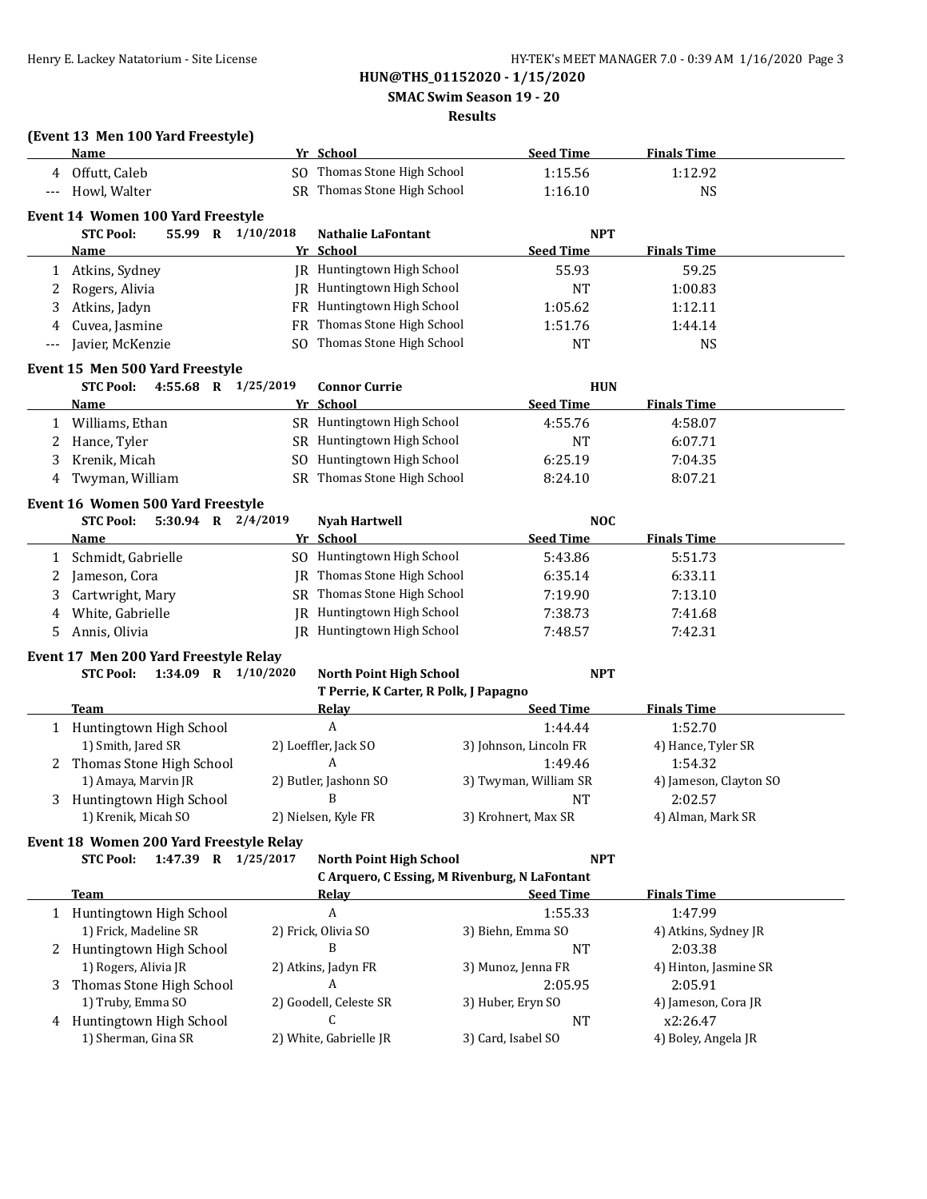**HUN@THS_01152020 - 1/15/2020**

**SMAC Swim Season 19 - 20**

**Results**

### (Event 13 Men 100 Yard Freestyle)

| | Name | Yr | School | Seed Time | Finals Time |
|---|---|---|---|---|---|
| 4 | Offutt, Caleb | SO | Thomas Stone High School | 1:15.56 | 1:12.92 |
| --- | Howl, Walter | SR | Thomas Stone High School | 1:16.10 | NS |

### Event 14 Women 100 Yard Freestyle

**STC Pool: 55.99 R 1/10/2018 Nathalie LaFontant NPT**

| | Name | Yr | School | Seed Time | Finals Time |
|---|---|---|---|---|---|
| 1 | Atkins, Sydney | JR | Huntingtown High School | 55.93 | 59.25 |
| 2 | Rogers, Alivia | JR | Huntingtown High School | NT | 1:00.83 |
| 3 | Atkins, Jadyn | FR | Huntingtown High School | 1:05.62 | 1:12.11 |
| 4 | Cuvea, Jasmine | FR | Thomas Stone High School | 1:51.76 | 1:44.14 |
| --- | Javier, McKenzie | SO | Thomas Stone High School | NT | NS |

### Event 15 Men 500 Yard Freestyle

**STC Pool: 4:55.68 R 1/25/2019 Connor Currie HUN**

| | Name | Yr | School | Seed Time | Finals Time |
|---|---|---|---|---|---|
| 1 | Williams, Ethan | SR | Huntingtown High School | 4:55.76 | 4:58.07 |
| 2 | Hance, Tyler | SR | Huntingtown High School | NT | 6:07.71 |
| 3 | Krenik, Micah | SO | Huntingtown High School | 6:25.19 | 7:04.35 |
| 4 | Twyman, William | SR | Thomas Stone High School | 8:24.10 | 8:07.21 |

### Event 16 Women 500 Yard Freestyle

**STC Pool: 5:30.94 R 2/4/2019 Nyah Hartwell NOC**

| | Name | Yr | School | Seed Time | Finals Time |
|---|---|---|---|---|---|
| 1 | Schmidt, Gabrielle | SO | Huntingtown High School | 5:43.86 | 5:51.73 |
| 2 | Jameson, Cora | JR | Thomas Stone High School | 6:35.14 | 6:33.11 |
| 3 | Cartwright, Mary | SR | Thomas Stone High School | 7:19.90 | 7:13.10 |
| 4 | White, Gabrielle | JR | Huntingtown High School | 7:38.73 | 7:41.68 |
| 5 | Annis, Olivia | JR | Huntingtown High School | 7:48.57 | 7:42.31 |

### Event 17 Men 200 Yard Freestyle Relay

**STC Pool: 1:34.09 R 1/10/2020 North Point High School NPT**
**T Perrie, K Carter, R Polk, J Papagno**

| | Team | Relay | Seed Time | Finals Time |
|---|---|---|---|---|
| 1 | Huntingtown High School | A | 1:44.44 | 1:52.70 |
| | 1) Smith, Jared SR | 2) Loeffler, Jack SO | 3) Johnson, Lincoln FR | 4) Hance, Tyler SR |
| 2 | Thomas Stone High School | A | 1:49.46 | 1:54.32 |
| | 1) Amaya, Marvin JR | 2) Butler, Jashonn SO | 3) Twyman, William SR | 4) Jameson, Clayton SO |
| 3 | Huntingtown High School | B | NT | 2:02.57 |
| | 1) Krenik, Micah SO | 2) Nielsen, Kyle FR | 3) Krohnert, Max SR | 4) Alman, Mark SR |

### Event 18 Women 200 Yard Freestyle Relay

**STC Pool: 1:47.39 R 1/25/2017 North Point High School NPT**
**C Arquero, C Essing, M Rivenburg, N LaFontant**

| | Team | Relay | Seed Time | Finals Time |
|---|---|---|---|---|
| 1 | Huntingtown High School | A | 1:55.33 | 1:47.99 |
| | 1) Frick, Madeline SR | 2) Frick, Olivia SO | 3) Biehn, Emma SO | 4) Atkins, Sydney JR |
| 2 | Huntingtown High School | B | NT | 2:03.38 |
| | 1) Rogers, Alivia JR | 2) Atkins, Jadyn FR | 3) Munoz, Jenna FR | 4) Hinton, Jasmine SR |
| 3 | Thomas Stone High School | A | 2:05.95 | 2:05.91 |
| | 1) Truby, Emma SO | 2) Goodell, Celeste SR | 3) Huber, Eryn SO | 4) Jameson, Cora JR |
| 4 | Huntingtown High School | C | NT | x2:26.47 |
| | 1) Sherman, Gina SR | 2) White, Gabrielle JR | 3) Card, Isabel SO | 4) Boley, Angela JR |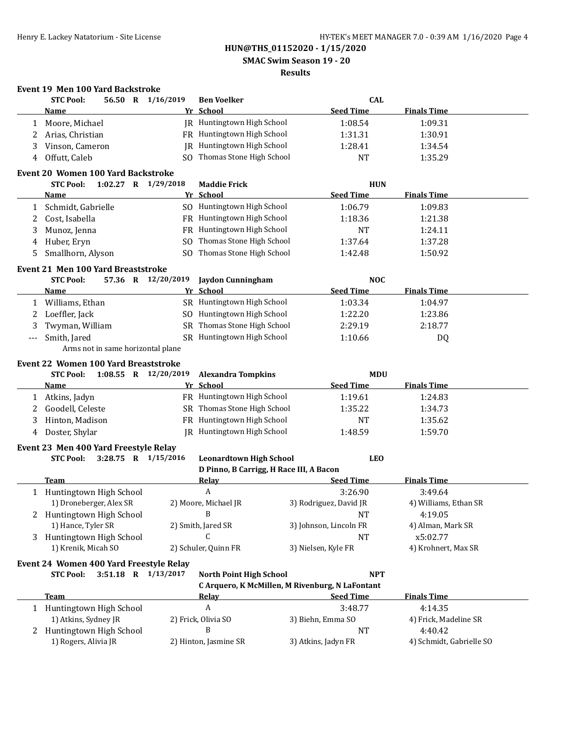# HUN@THS_01152020 - 1/15/2020

## SMAC Swim Season 19 - 20

## Results

### Event 19 Men 100 Yard Backstroke

**STC Pool: 56.50 R 1/16/2019 Ben Voelker CAL**

| | Name | Yr | School | Seed Time | Finals Time |
|---|---|---|---|---|---|
| 1 | Moore, Michael | JR | Huntingtown High School | 1:08.54 | 1:09.31 |
| 2 | Arias, Christian | FR | Huntingtown High School | 1:31.31 | 1:30.91 |
| 3 | Vinson, Cameron | JR | Huntingtown High School | 1:28.41 | 1:34.54 |
| 4 | Offutt, Caleb | SO | Thomas Stone High School | NT | 1:35.29 |

### Event 20 Women 100 Yard Backstroke

**STC Pool: 1:02.27 R 1/29/2018 Maddie Frick HUN**

| | Name | Yr | School | Seed Time | Finals Time |
|---|---|---|---|---|---|
| 1 | Schmidt, Gabrielle | SO | Huntingtown High School | 1:06.79 | 1:09.83 |
| 2 | Cost, Isabella | FR | Huntingtown High School | 1:18.36 | 1:21.38 |
| 3 | Munoz, Jenna | FR | Huntingtown High School | NT | 1:24.11 |
| 4 | Huber, Eryn | SO | Thomas Stone High School | 1:37.64 | 1:37.28 |
| 5 | Smallhorn, Alyson | SO | Thomas Stone High School | 1:42.48 | 1:50.92 |

### Event 21 Men 100 Yard Breaststroke

**STC Pool: 57.36 R 12/20/2019 Jaydon Cunningham NOC**

| | Name | Yr | School | Seed Time | Finals Time |
|---|---|---|---|---|---|
| 1 | Williams, Ethan | SR | Huntingtown High School | 1:03.34 | 1:04.97 |
| 2 | Loeffler, Jack | SO | Huntingtown High School | 1:22.20 | 1:23.86 |
| 3 | Twyman, William | SR | Thomas Stone High School | 2:29.19 | 2:18.77 |
| --- | Smith, Jared | SR | Huntingtown High School | 1:10.66 | DQ |

Arms not in same horizontal plane

### Event 22 Women 100 Yard Breaststroke

**STC Pool: 1:08.55 R 12/20/2019 Alexandra Tompkins MDU**

| | Name | Yr | School | Seed Time | Finals Time |
|---|---|---|---|---|---|
| 1 | Atkins, Jadyn | FR | Huntingtown High School | 1:19.61 | 1:24.83 |
| 2 | Goodell, Celeste | SR | Thomas Stone High School | 1:35.22 | 1:34.73 |
| 3 | Hinton, Madison | FR | Huntingtown High School | NT | 1:35.62 |
| 4 | Doster, Shylar | JR | Huntingtown High School | 1:48.59 | 1:59.70 |

### Event 23 Men 400 Yard Freestyle Relay

**STC Pool: 3:28.75 R 1/15/2016 Leonardtown High School LEO**
**D Pinno, B Carrigg, H Race III, A Bacon**

| | Team | Relay | Seed Time | Finals Time |
|---|---|---|---|---|
| 1 | Huntingtown High School | A | 3:26.90 | 3:49.64 |
| | 1) Droneberger, Alex SR | 2) Moore, Michael JR | 3) Rodriguez, David JR | 4) Williams, Ethan SR |
| 2 | Huntingtown High School | B | NT | 4:19.05 |
| | 1) Hance, Tyler SR | 2) Smith, Jared SR | 3) Johnson, Lincoln FR | 4) Alman, Mark SR |
| 3 | Huntingtown High School | C | NT | x5:02.77 |
| | 1) Krenik, Micah SO | 2) Schuler, Quinn FR | 3) Nielsen, Kyle FR | 4) Krohnert, Max SR |

### Event 24 Women 400 Yard Freestyle Relay

**STC Pool: 3:51.18 R 1/13/2017 North Point High School NPT**
**C Arquero, K McMillen, M Rivenburg, N LaFontant**

| | Team | Relay | Seed Time | Finals Time |
|---|---|---|---|---|
| 1 | Huntingtown High School | A | 3:48.77 | 4:14.35 |
| | 1) Atkins, Sydney JR | 2) Frick, Olivia SO | 3) Biehn, Emma SO | 4) Frick, Madeline SR |
| 2 | Huntingtown High School | B | NT | 4:40.42 |
| | 1) Rogers, Alivia JR | 2) Hinton, Jasmine SR | 3) Atkins, Jadyn FR | 4) Schmidt, Gabrielle SO |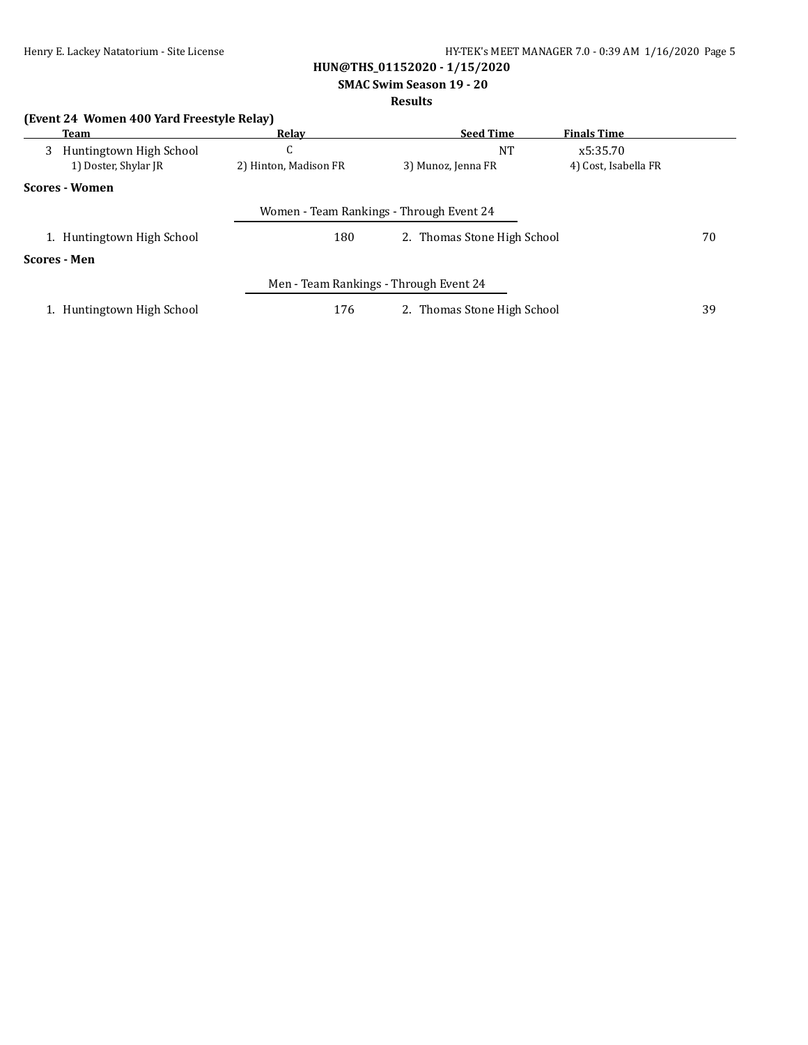**(Event 24 Women 400 Yard Freestyle Relay)**

| | Team | Relay | Seed Time | Finals Time |
|---|---|---|---|---|
| 3 | Huntingtown High School | C | NT | x5:35.70 |
| | 1) Doster, Shylar JR | 2) Hinton, Madison FR | 3) Munoz, Jenna FR | 4) Cost, Isabella FR |

**Scores - Women**

Women - Team Rankings - Through Event 24

| | | | |
|---|---|---|---|
| 1. Huntingtown High School | 180 | 2. Thomas Stone High School | 70 |

**Scores - Men**

Men - Team Rankings - Through Event 24

| | | | |
|---|---|---|---|
| 1. Huntingtown High School | 176 | 2. Thomas Stone High School | 39 |